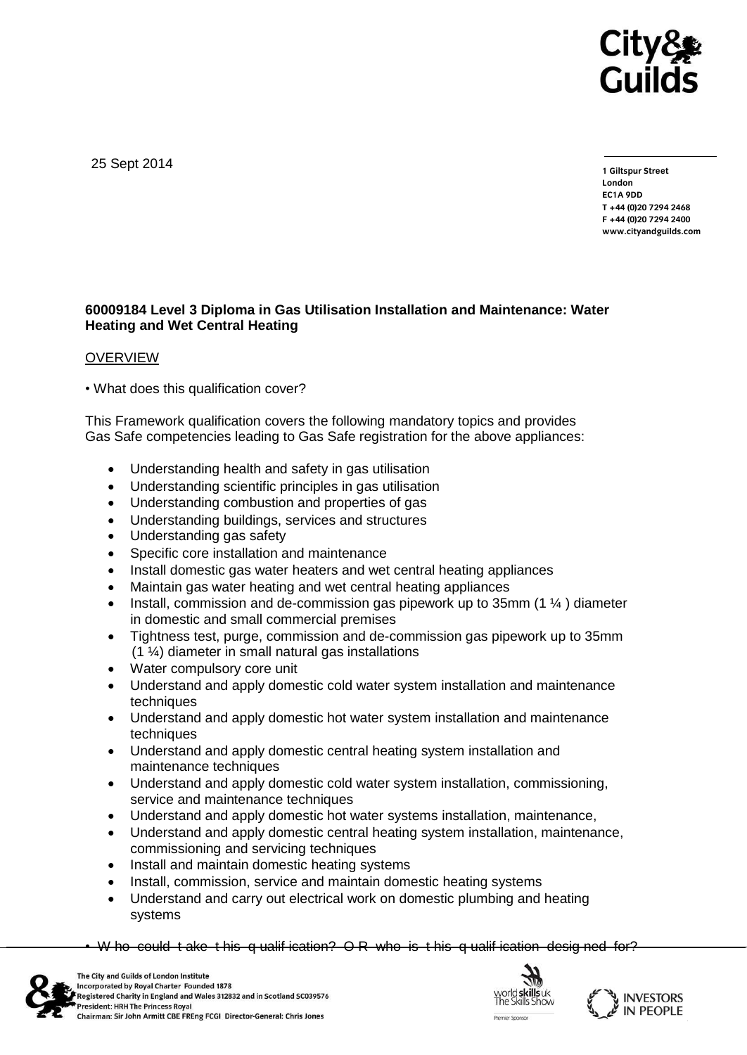25 Sept 2014

1 Giltspur Street
London
EC1A 9DD
T +44 (0)20 7294 2468
F +44 (0)20 7294 2400
www.cityandguilds.com

**60009184 Level 3 Diploma in Gas Utilisation Installation and Maintenance: Water Heating and Wet Central Heating**

OVERVIEW

• What does this qualification cover?

This Framework qualification covers the following mandatory topics and provides Gas Safe competencies leading to Gas Safe registration for the above appliances:

- Understanding health and safety in gas utilisation
- Understanding scientific principles in gas utilisation
- Understanding combustion and properties of gas
- Understanding buildings, services and structures
- Understanding gas safety
- Specific core installation and maintenance
- Install domestic gas water heaters and wet central heating appliances
- Maintain gas water heating and wet central heating appliances
- Install, commission and de-commission gas pipework up to 35mm (1 ¼ ) diameter in domestic and small commercial premises
- Tightness test, purge, commission and de-commission gas pipework up to 35mm (1 ¼) diameter in small natural gas installations
- Water compulsory core unit
- Understand and apply domestic cold water system installation and maintenance techniques
- Understand and apply domestic hot water system installation and maintenance techniques
- Understand and apply domestic central heating system installation and maintenance techniques
- Understand and apply domestic cold water system installation, commissioning, service and maintenance techniques
- Understand and apply domestic hot water systems installation, maintenance,
- Understand and apply domestic central heating system installation, maintenance, commissioning and servicing techniques
- Install and maintain domestic heating systems
- Install, commission, service and maintain domestic heating systems
- Understand and carry out electrical work on domestic plumbing and heating systems

• Who could take this qualification? OR who is this qualification designed for?

The City and Guilds of London Institute
Incorporated by Royal Charter Founded 1878
Registered Charity in England and Wales 312832 and in Scotland SC039576
President: HRH The Princess Royal
Chairman: Sir John Armitt CBE FREng FCGI Director-General: Chris Jones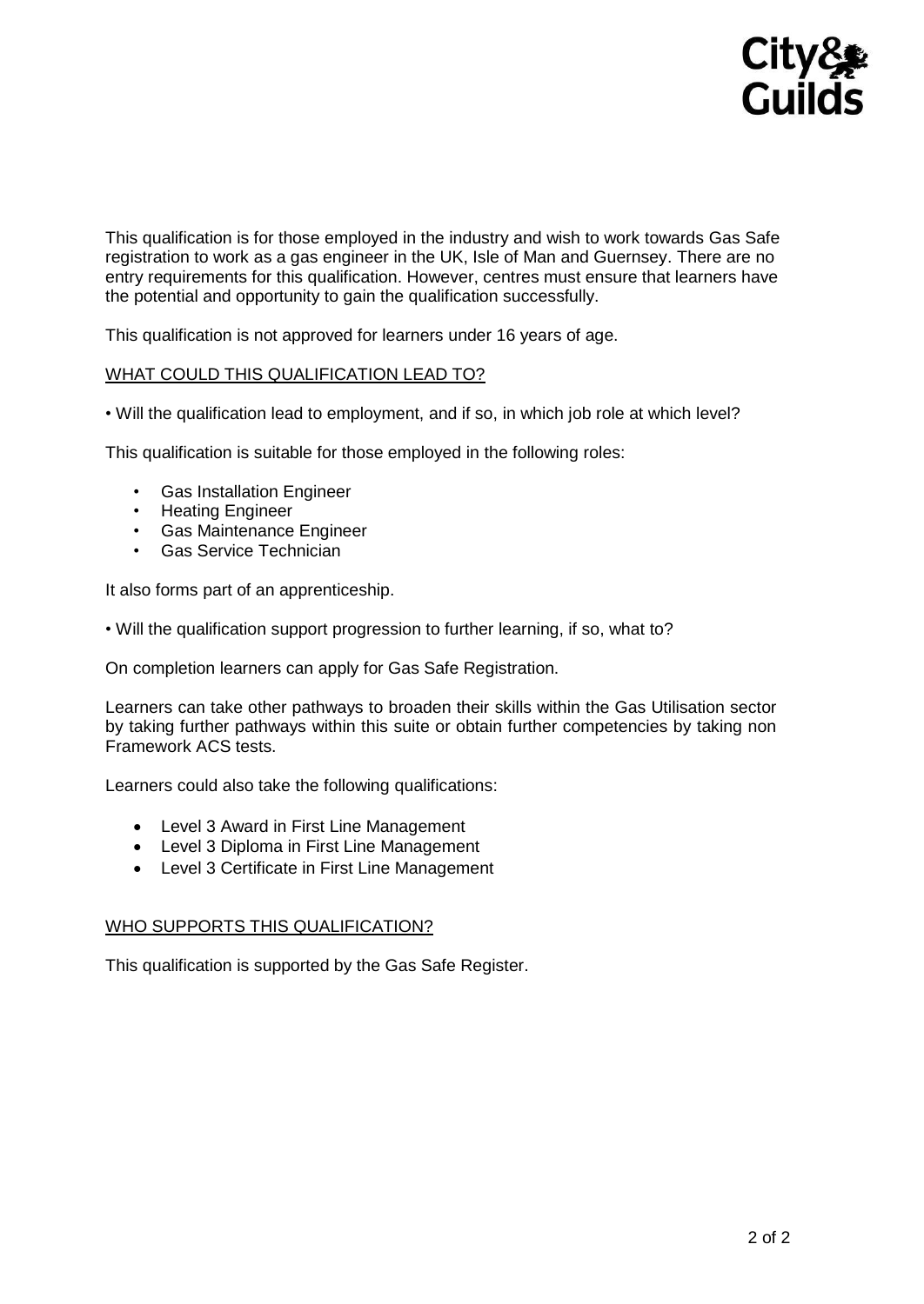This qualification is for those employed in the industry and wish to work towards Gas Safe registration to work as a gas engineer in the UK, Isle of Man and Guernsey. There are no entry requirements for this qualification. However, centres must ensure that learners have the potential and opportunity to gain the qualification successfully.

This qualification is not approved for learners under 16 years of age.

## WHAT COULD THIS QUALIFICATION LEAD TO?

• Will the qualification lead to employment, and if so, in which job role at which level?

This qualification is suitable for those employed in the following roles:

- Gas Installation Engineer
- Heating Engineer
- Gas Maintenance Engineer
- Gas Service Technician

It also forms part of an apprenticeship.

• Will the qualification support progression to further learning, if so, what to?

On completion learners can apply for Gas Safe Registration.

Learners can take other pathways to broaden their skills within the Gas Utilisation sector by taking further pathways within this suite or obtain further competencies by taking non Framework ACS tests.

Learners could also take the following qualifications:

- Level 3 Award in First Line Management
- Level 3 Diploma in First Line Management
- Level 3 Certificate in First Line Management

## WHO SUPPORTS THIS QUALIFICATION?

This qualification is supported by the Gas Safe Register.